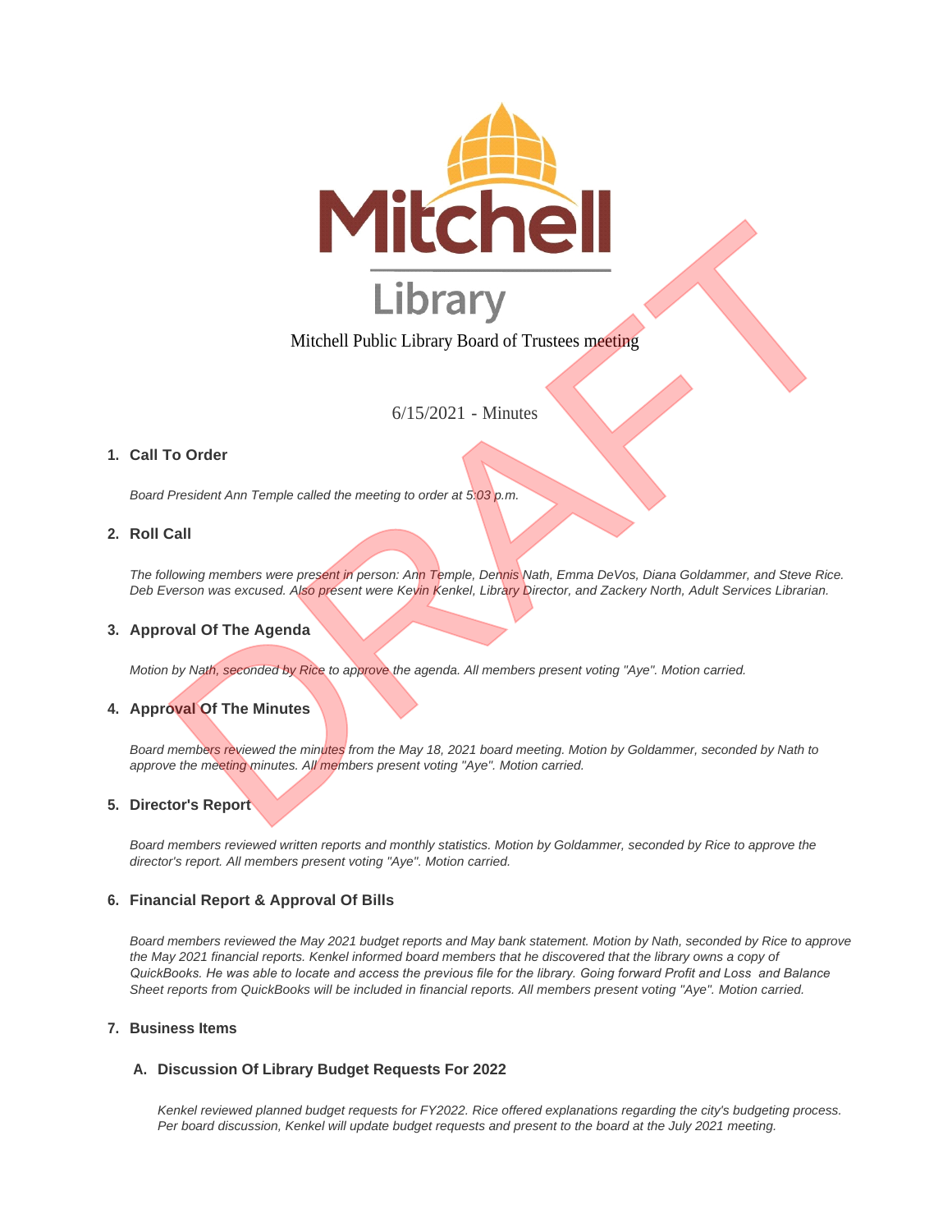Mitchell Public Library Board of Trustees meeting

6/15/2021 - Minutes

## 1. Call To Order

*Board President Ann Temple called the meeting to order at 5:03 p.m.*

## 2. Roll Call

*The following members were present in person: Ann Temple, Dennis Nath, Emma DeVos, Diana Goldammer, and Steve Rice. Deb Everson was excused. Also present were Kevin Kenkel, Library Director, and Zackery North, Adult Services Librarian.*

## 3. Approval Of The Agenda

*Motion by Nath, seconded by Rice to approve the agenda. All members present voting "Aye". Motion carried.*

## 4. Approval Of The Minutes

*Board members reviewed the minutes from the May 18, 2021 board meeting. Motion by Goldammer, seconded by Nath to approve the meeting minutes. All members present voting "Aye". Motion carried.*

## 5. Director's Report

*Board members reviewed written reports and monthly statistics. Motion by Goldammer, seconded by Rice to approve the director's report. All members present voting "Aye". Motion carried.*

## 6. Financial Report & Approval Of Bills

*Board members reviewed the May 2021 budget reports and May bank statement. Motion by Nath, seconded by Rice to approve the May 2021 financial reports. Kenkel informed board members that he discovered that the library owns a copy of QuickBooks. He was able to locate and access the previous file for the library. Going forward Profit and Loss and Balance Sheet reports from QuickBooks will be included in financial reports. All members present voting "Aye". Motion carried.*

## 7. Business Items

### A. Discussion Of Library Budget Requests For 2022

*Kenkel reviewed planned budget requests for FY2022. Rice offered explanations regarding the city's budgeting process. Per board discussion, Kenkel will update budget requests and present to the board at the July 2021 meeting.*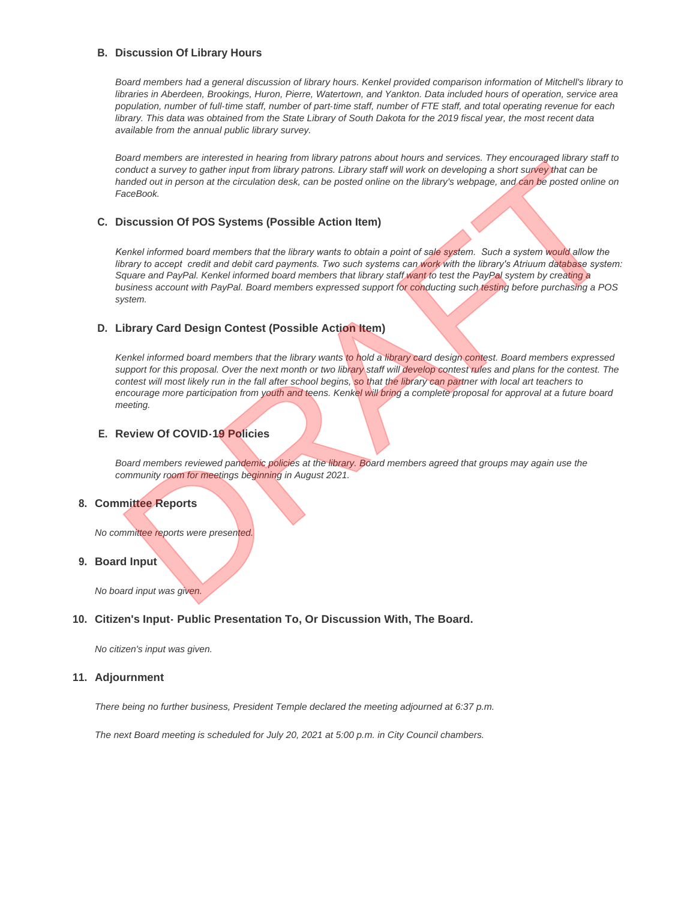### B. Discussion Of Library Hours

*Board members had a general discussion of library hours. Kenkel provided comparison information of Mitchell's library to libraries in Aberdeen, Brookings, Huron, Pierre, Watertown, and Yankton. Data included hours of operation, service area population, number of full-time staff, number of part-time staff, number of FTE staff, and total operating revenue for each library. This data was obtained from the State Library of South Dakota for the 2019 fiscal year, the most recent data available from the annual public library survey.*

*Board members are interested in hearing from library patrons about hours and services. They encouraged library staff to conduct a survey to gather input from library patrons. Library staff will work on developing a short survey that can be handed out in person at the circulation desk, can be posted online on the library's webpage, and can be posted online on FaceBook.*

### C. Discussion Of POS Systems (Possible Action Item)

*Kenkel informed board members that the library wants to obtain a point of sale system. Such a system would allow the library to accept credit and debit card payments. Two such systems can work with the library's Atriuum database system: Square and PayPal. Kenkel informed board members that library staff want to test the PayPal system by creating a business account with PayPal. Board members expressed support for conducting such testing before purchasing a POS system.*

### D. Library Card Design Contest (Possible Action Item)

*Kenkel informed board members that the library wants to hold a library card design contest. Board members expressed support for this proposal. Over the next month or two library staff will develop contest rules and plans for the contest. The contest will most likely run in the fall after school begins, so that the library can partner with local art teachers to encourage more participation from youth and teens. Kenkel will bring a complete proposal for approval at a future board meeting.*

### E. Review Of COVID-19 Policies

*Board members reviewed pandemic policies at the library. Board members agreed that groups may again use the community room for meetings beginning in August 2021.*

## 8. Committee Reports

*No committee reports were presented.*

## 9. Board Input

*No board input was given.*

## 10. Citizen's Input- Public Presentation To, Or Discussion With, The Board.

*No citizen's input was given.*

## 11. Adjournment

*There being no further business, President Temple declared the meeting adjourned at 6:37 p.m.*

*The next Board meeting is scheduled for July 20, 2021 at 5:00 p.m. in City Council chambers.*